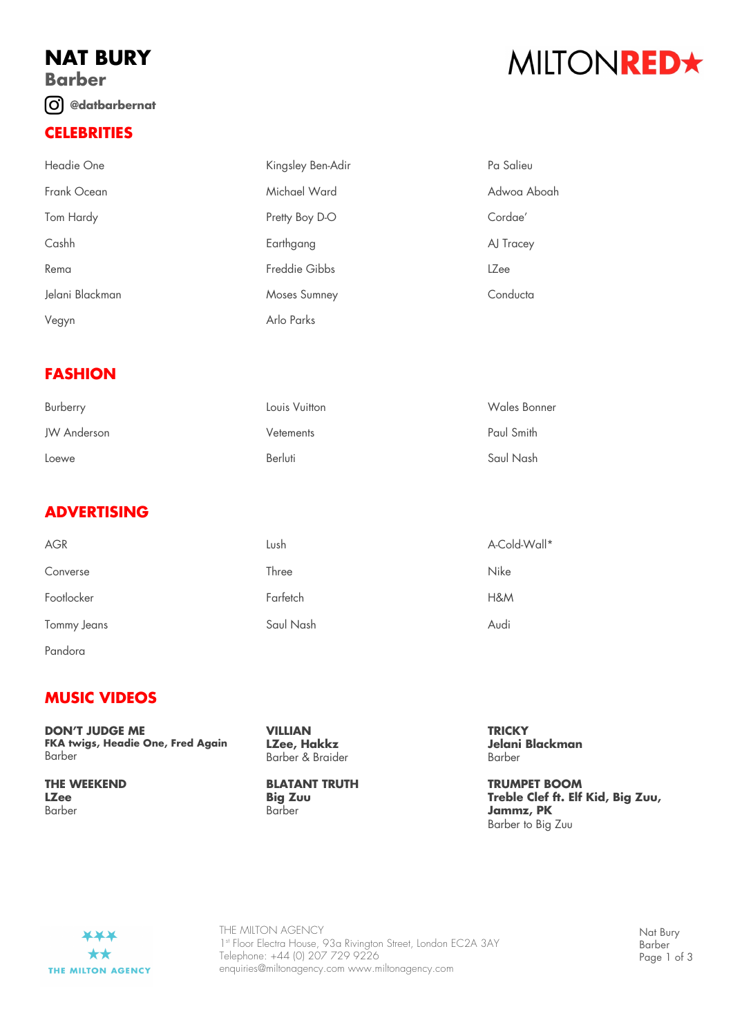# NAT BURY

## Barber

@datbarbernat

MILTONRED★

## CELEBRITIES

- Headie One
- Frank Ocean
- Tom Hardy
- Cashh
- Rema
- Jelani Blackman
- Vegyn
- Kingsley Ben-Adir
- Michael Ward
- Pretty Boy D-O
- Earthgang
- Freddie Gibbs
- Moses Sumney
- Arlo Parks
- Pa Salieu
- Adwoa Aboah
- Cordae'
- AJ Tracey
- LZee
- Conducta

## FASHION

- Burberry
- JW Anderson
- Loewe
- Louis Vuitton
- Vetements
- Berluti
- Wales Bonner
- Paul Smith
- Saul Nash

## ADVERTISING

- AGR
- Converse
- Footlocker
- Tommy Jeans
- Pandora
- Lush
- Three
- Farfetch
- Saul Nash
- A-Cold-Wall*
- Nike
- H&M
- Audi

## MUSIC VIDEOS

**DON'T JUDGE ME**
**FKA twigs, Headie One, Fred Again**
Barber

**THE WEEKEND**
**LZee**
Barber

**VILLIAN**
**LZee, Hakkz**
Barber & Braider

**BLATANT TRUTH**
**Big Zuu**
Barber

**TRICKY**
**Jelani Blackman**
Barber

**TRUMPET BOOM**
**Treble Clef ft. Elf Kid, Big Zuu, Jammz, PK**
Barber to Big Zuu

THE MILTON AGENCY
1st Floor Electra House, 93a Rivington Street, London EC2A 3AY
Telephone: +44 (0) 207 729 9226
enquiries@miltonagency.com www.miltonagency.com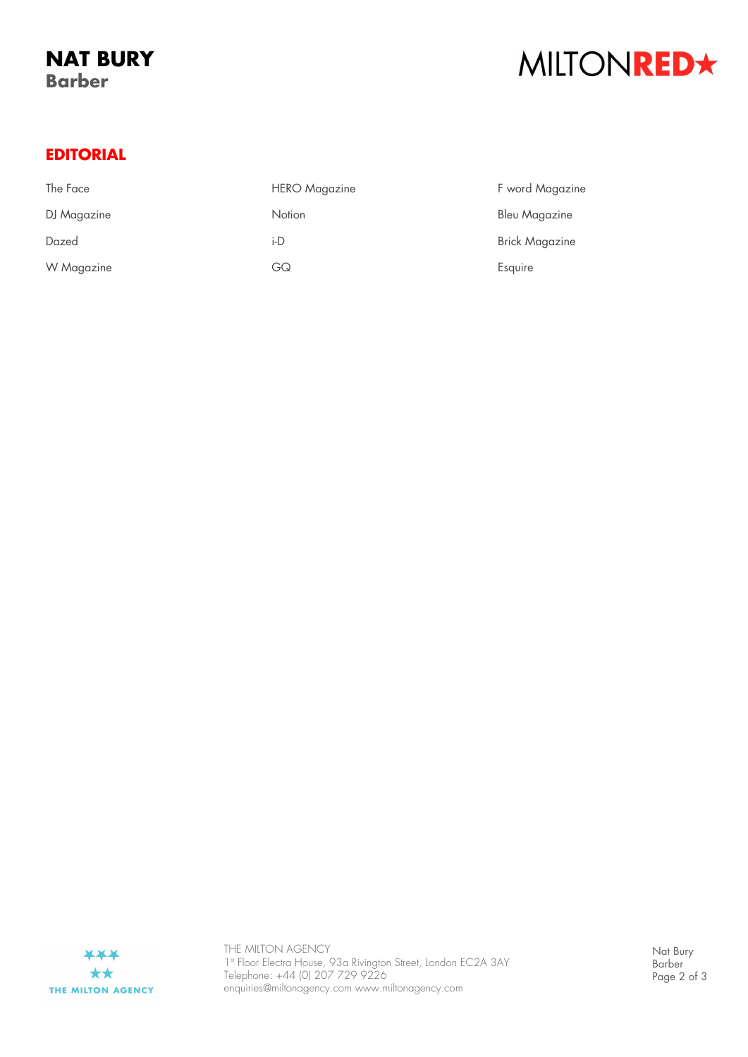# NAT BURY
**Barber**

MILTON**RED★**

## EDITORIAL

- The Face
- DJ Magazine
- Dazed
- W Magazine
- HERO Magazine
- Notion
- i-D
- GQ
- F word Magazine
- Bleu Magazine
- Brick Magazine
- Esquire

THE MILTON AGENCY
1st Floor Electra House, 93a Rivington Street, London EC2A 3AY
Telephone: +44 (0) 207 729 9226
enquiries@miltonagency.com www.miltonagency.com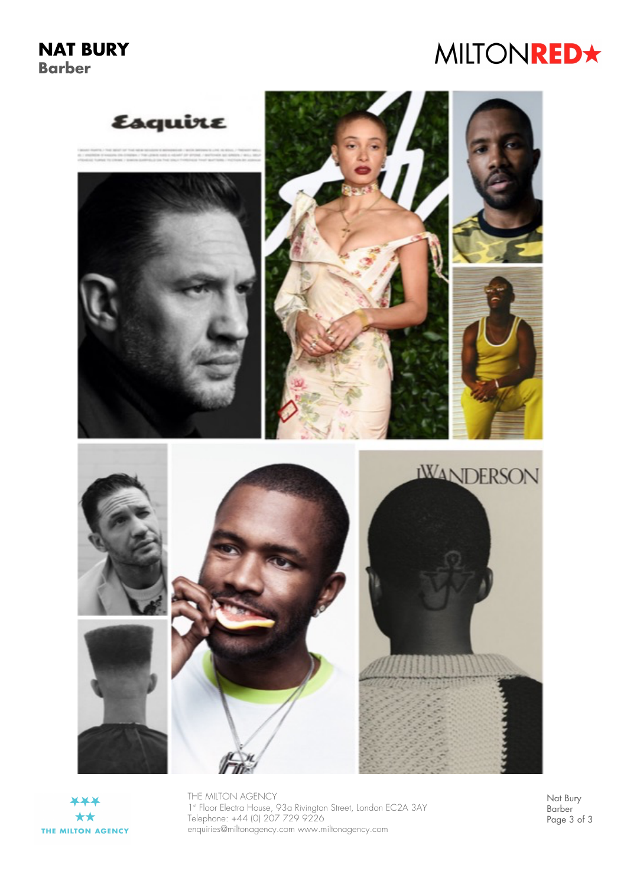# NAT BURY
## Barber

MILTONRED★

THE MILTON AGENCY
1st Floor Electra House, 93a Rivington Street, London EC2A 3AY
Telephone: +44 (0) 207 729 9226
enquiries@miltonagency.com www.miltonagency.com